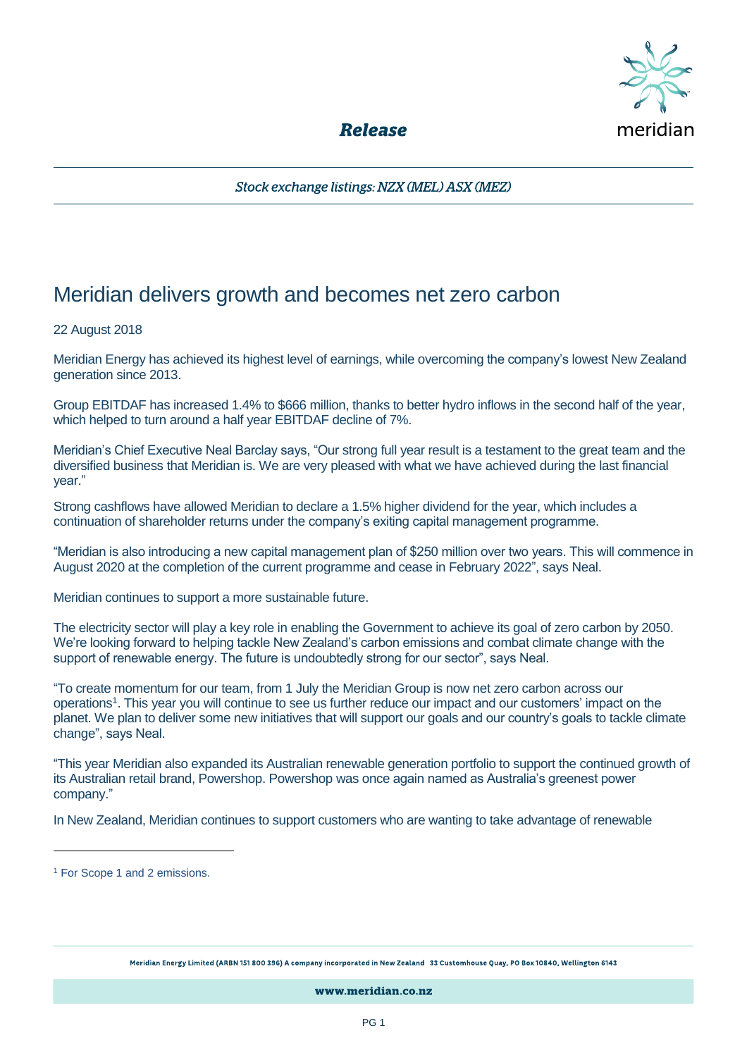*Release*

*Stock exchange listings: NZX (MEL) ASX (MEZ)*

# Meridian delivers growth and becomes net zero carbon

22 August 2018

Meridian Energy has achieved its highest level of earnings, while overcoming the company's lowest New Zealand generation since 2013.

Group EBITDAF has increased 1.4% to $666 million, thanks to better hydro inflows in the second half of the year, which helped to turn around a half year EBITDAF decline of 7%.

Meridian's Chief Executive Neal Barclay says, "Our strong full year result is a testament to the great team and the diversified business that Meridian is. We are very pleased with what we have achieved during the last financial year."

Strong cashflows have allowed Meridian to declare a 1.5% higher dividend for the year, which includes a continuation of shareholder returns under the company's exiting capital management programme.

"Meridian is also introducing a new capital management plan of $250 million over two years. This will commence in August 2020 at the completion of the current programme and cease in February 2022", says Neal.

Meridian continues to support a more sustainable future.

The electricity sector will play a key role in enabling the Government to achieve its goal of zero carbon by 2050. We're looking forward to helping tackle New Zealand's carbon emissions and combat climate change with the support of renewable energy. The future is undoubtedly strong for our sector", says Neal.

"To create momentum for our team, from 1 July the Meridian Group is now net zero carbon across our operations[1]. This year you will continue to see us further reduce our impact and our customers' impact on the planet. We plan to deliver some new initiatives that will support our goals and our country's goals to tackle climate change", says Neal.

"This year Meridian also expanded its Australian renewable generation portfolio to support the continued growth of its Australian retail brand, Powershop. Powershop was once again named as Australia's greenest power company."

In New Zealand, Meridian continues to support customers who are wanting to take advantage of renewable

[1] For Scope 1 and 2 emissions.

Meridian Energy Limited (ARBN 151 800 396) A company incorporated in New Zealand 33 Customhouse Quay, PO Box 10840, Wellington 6143

www.meridian.co.nz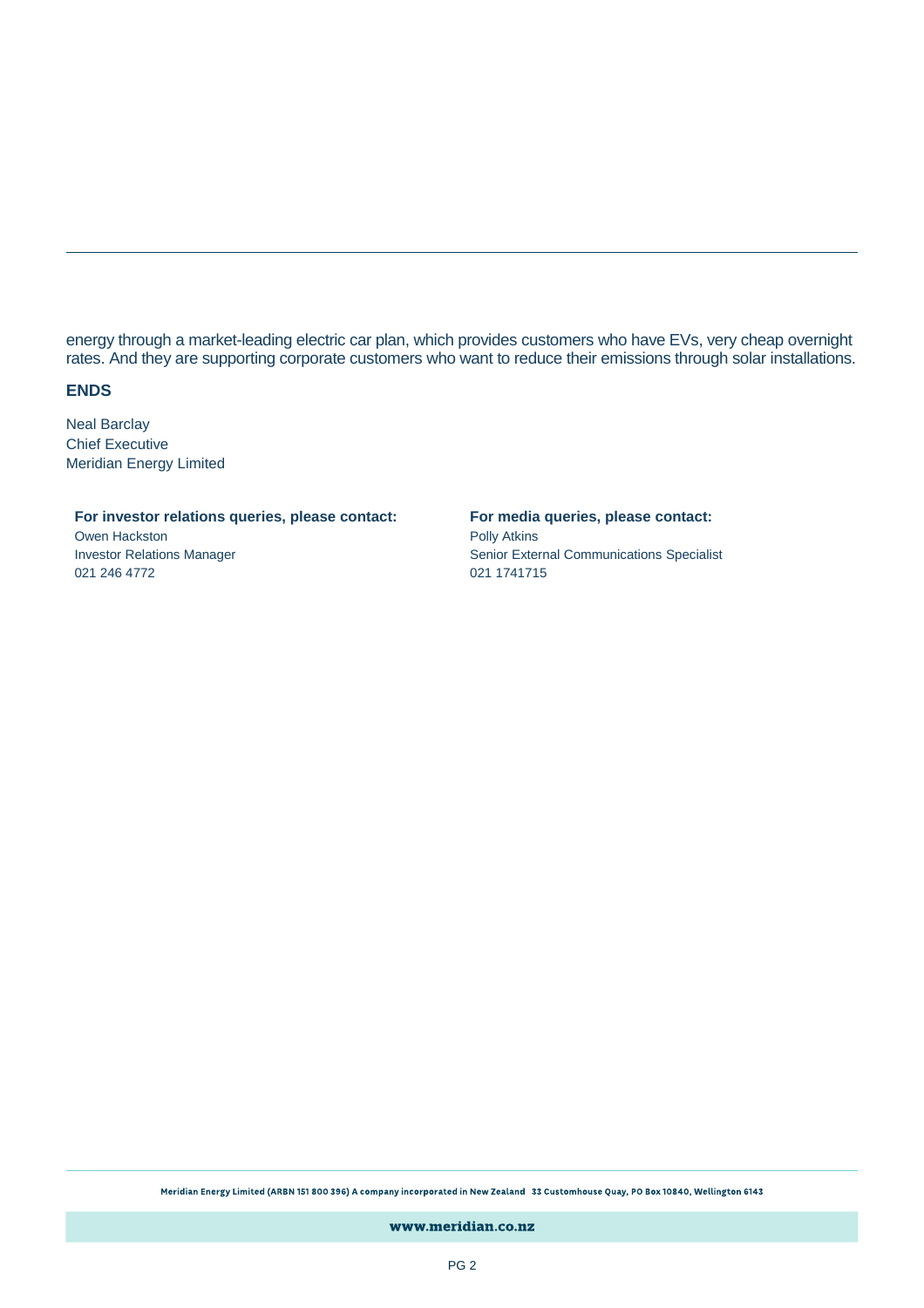energy through a market-leading electric car plan, which provides customers who have EVs, very cheap overnight rates. And they are supporting corporate customers who want to reduce their emissions through solar installations.

**ENDS**

Neal Barclay
Chief Executive
Meridian Energy Limited

**For investor relations queries, please contact:**
Owen Hackston
Investor Relations Manager
021 246 4772

**For media queries, please contact:**
Polly Atkins
Senior External Communications Specialist
021 1741715

Meridian Energy Limited (ARBN 151 800 396) A company incorporated in New Zealand 33 Customhouse Quay, PO Box 10840, Wellington 6143

www.meridian.co.nz